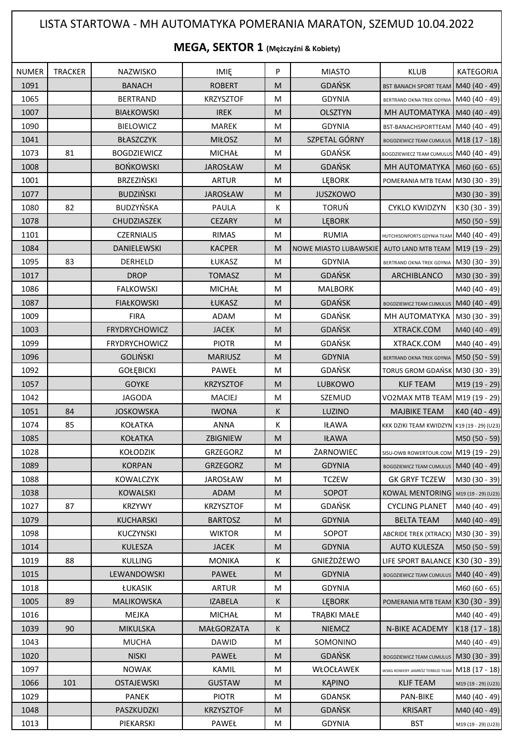# LISTA STARTOWA - MH AUTOMATYKA POMERANIA MARATON, SZEMUD 10.04.2022

## MEGA, SEKTOR 1 (Mężczyźni & Kobiety)

| NUMER | TRACKER | NAZWISKO | IMIĘ | P | MIASTO | KLUB | KATEGORIA |
|---|---|---|---|---|---|---|---|
| 1091 | | BANACH | ROBERT | M | GDAŃSK | BST BANACH SPORT TEAM | M40 (40 - 49) |
| 1065 | | BERTRAND | KRZYSZTOF | M | GDYNIA | BERTRAND OKNA TREK GDYNIA | M40 (40 - 49) |
| 1007 | | BIAŁKOWSKI | IREK | M | OLSZTYN | MH AUTOMATYKA | M40 (40 - 49) |
| 1090 | | BIELOWICZ | MAREK | M | GDYNIA | BST-BANACHSPORTTEAM | M40 (40 - 49) |
| 1041 | | BŁASZCZYK | MIŁOSZ | M | SZPETAL GÓRNY | BOGDZIEWICZ TEAM CUMULUS | M18 (17 - 18) |
| 1073 | 81 | BOGDZIEWICZ | MICHAŁ | M | GDAŃSK | BOGDZIEWIECZ TEAM CUMULUS | M40 (40 - 49) |
| 1008 | | BOŃKOWSKI | JAROSŁAW | M | GDAŃSK | MH AUTOMATYKA | M60 (60 - 65) |
| 1001 | | BRZEZIŃSKI | ARTUR | M | LĘBORK | POMERANIA MTB TEAM | M30 (30 - 39) |
| 1077 | | BUDZIŃSKI | JAROSŁAW | M | JUSZKOWO | | M30 (30 - 39) |
| 1080 | 82 | BUDZYŃSKA | PAULA | K | TORUŃ | CYKLO KWIDZYN | K30 (30 - 39) |
| 1078 | | CHUDZIASZEK | CEZARY | M | LĘBORK | | M50 (50 - 59) |
| 1101 | | CZERNIALIS | RIMAS | M | RUMIA | HUTCHISONPORTS GDYNIA TEAM | M40 (40 - 49) |
| 1084 | | DANIELEWSKI | KACPER | M | NOWE MIASTO LUBAWSKIE | AUTO LAND MTB TEAM | M19 (19 - 29) |
| 1095 | 83 | DERHELD | ŁUKASZ | M | GDYNIA | BERTRAND OKNA TREK GDYNIA | M30 (30 - 39) |
| 1017 | | DROP | TOMASZ | M | GDAŃSK | ARCHIBLANCO | M30 (30 - 39) |
| 1086 | | FALKOWSKI | MICHAŁ | M | MALBORK | | M40 (40 - 49) |
| 1087 | | FIAŁKOWSKI | ŁUKASZ | M | GDAŃSK | BOGDZIEWICZ TEAM CUMULUS | M40 (40 - 49) |
| 1009 | | FIRA | ADAM | M | GDAŃSK | MH AUTOMATYKA | M30 (30 - 39) |
| 1003 | | FRYDRYCHOWICZ | JACEK | M | GDAŃSK | XTRACK.COM | M40 (40 - 49) |
| 1099 | | FRYDRYCHOWICZ | PIOTR | M | GDAŃSK | XTRACK.COM | M40 (40 - 49) |
| 1096 | | GOLIŃSKI | MARIUSZ | M | GDYNIA | BERTRAND OKNA TREK GDYNIA | M50 (50 - 59) |
| 1092 | | GOŁĘBICKI | PAWEŁ | M | GDAŃSK | TORUS GROM GDAŃSK | M30 (30 - 39) |
| 1057 | | GOYKE | KRZYSZTOF | M | LUBKOWO | KLIF TEAM | M19 (19 - 29) |
| 1042 | | JAGODA | MACIEJ | M | SZEMUD | VO2MAX MTB TEAM | M19 (19 - 29) |
| 1051 | 84 | JOSKOWSKA | IWONA | K | LUZINO | MAJBIKE TEAM | K40 (40 - 49) |
| 1074 | 85 | KOŁATKA | ANNA | K | IŁAWA | KKK DZIKI TEAM KWIDZYN | K19 (19 - 29) (U23) |
| 1085 | | KOŁATKA | ZBIGNIEW | M | IŁAWA | | M50 (50 - 59) |
| 1028 | | KOŁODZIK | GRZEGORZ | M | ŻARNOWIEC | SISU-OWB ROWERTOUR.COM | M19 (19 - 29) |
| 1089 | | KORPAN | GRZEGORZ | M | GDYNIA | BOGDZIEWICZ TEAM CUMULUS | M40 (40 - 49) |
| 1088 | | KOWALCZYK | JAROSŁAW | M | TCZEW | GK GRYF TCZEW | M30 (30 - 39) |
| 1038 | | KOWALSKI | ADAM | M | SOPOT | KOWAL MENTORING | M19 (19 - 29) (U23) |
| 1027 | 87 | KRZYWY | KRZYSZTOF | M | GDAŃSK | CYCLING PLANET | M40 (40 - 49) |
| 1079 | | KUCHARSKI | BARTOSZ | M | GDYNIA | BELTA TEAM | M40 (40 - 49) |
| 1098 | | KUCZYNSKI | WIKTOR | M | SOPOT | ABCRIDE TREK (XTRACK) | M30 (30 - 39) |
| 1014 | | KULESZA | JACEK | M | GDYNIA | AUTO KULESZA | M50 (50 - 59) |
| 1019 | 88 | KULLING | MONIKA | K | GNIEŻDŻEWO | LIFE SPORT BALANCE | K30 (30 - 39) |
| 1015 | | LEWANDOWSKI | PAWEŁ | M | GDYNIA | BOGDZIEWICZ TEAM CUMULUS | M40 (40 - 49) |
| 1018 | | ŁUKASIK | ARTUR | M | GDYNIA | | M60 (60 - 65) |
| 1005 | 89 | MALIKOWSKA | IZABELA | K | LĘBORK | POMERANIA MTB TEAM | K30 (30 - 39) |
| 1016 | | MEJKA | MICHAŁ | M | TRĄBKI MAŁE | | M40 (40 - 49) |
| 1039 | 90 | MIKULSKA | MAŁGORZATA | K | NIEMCZ | N-BIKE ACADEMY | K18 (17 - 18) |
| 1043 | | MUCHA | DAWID | M | SOMONINO | | M40 (40 - 49) |
| 1020 | | NISKI | PAWEŁ | M | GDAŃSK | BOGDZIEWICZ TEAM CUMULUS | M30 (30 - 39) |
| 1097 | | NOWAK | KAMIL | M | WŁOCŁAWEK | WSKG ROWERY JAMRÓZ TERBUD TEAM | M18 (17 - 18) |
| 1066 | 101 | OSTAJEWSKI | GUSTAW | M | KĄPINO | KLIF TEAM | M19 (19 - 29) (U23) |
| 1029 | | PANEK | PIOTR | M | GDANSK | PAN-BIKE | M40 (40 - 49) |
| 1048 | | PASZKUDZKI | KRZYSZTOF | M | GDAŃSK | KRISART | M40 (40 - 49) |
| 1013 | | PIEKARSKI | PAWEŁ | M | GDYNIA | BST | M19 (19 - 29) (U23) |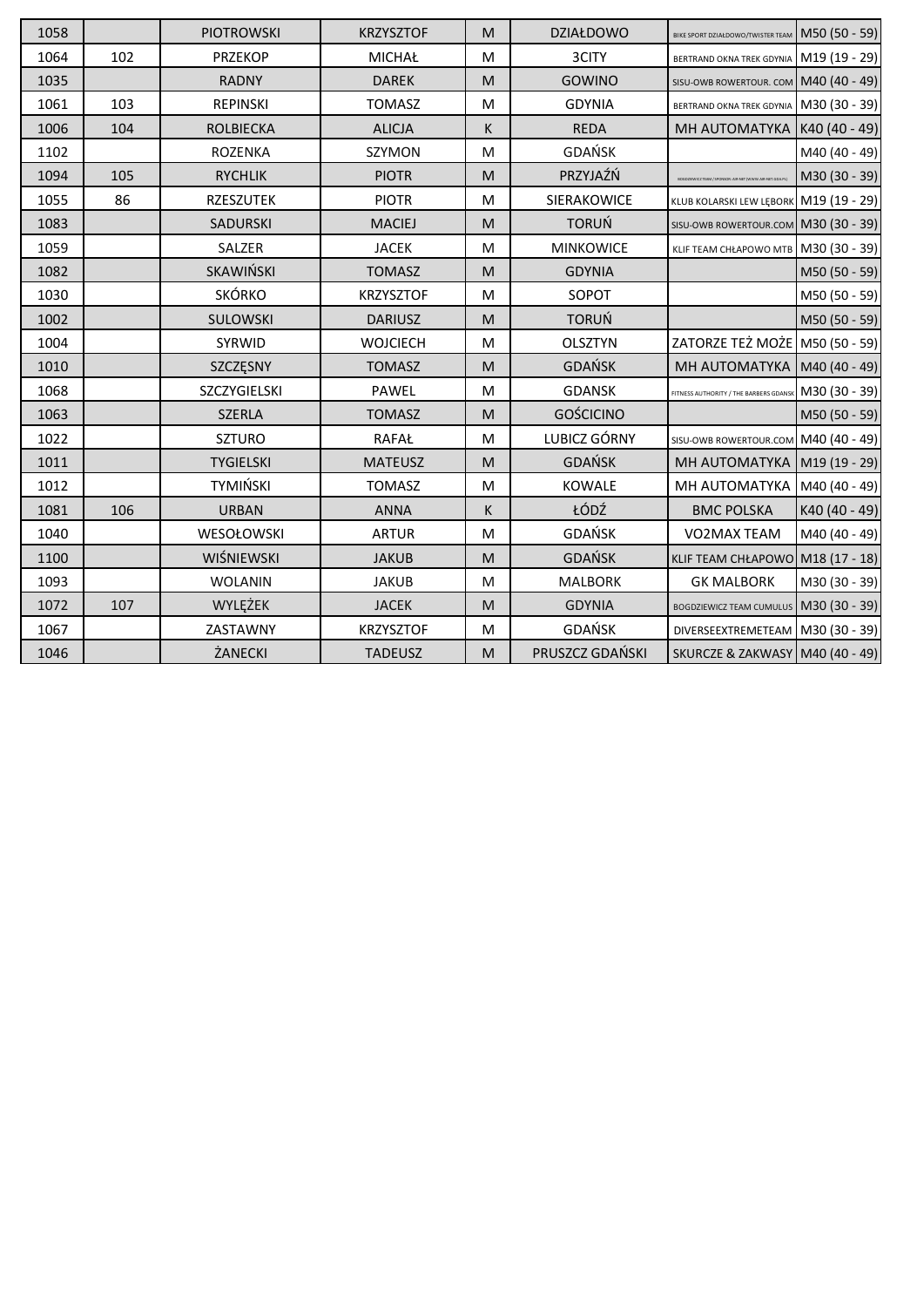| | | | | | | | |
|---|---|---|---|---|---|---|---|
| 1058 | | PIOTROWSKI | KRZYSZTOF | M | DZIAŁDOWO | BIKE SPORT DZIAŁDOWO/TWISTER TEAM | M50 (50 - 59) |
| 1064 | 102 | PRZEKOP | MICHAŁ | M | 3CITY | BERTRAND OKNA TREK GDYNIA | M19 (19 - 29) |
| 1035 | | RADNY | DAREK | M | GOWINO | SISU-OWB ROWERTOUR. COM | M40 (40 - 49) |
| 1061 | 103 | REPINSKI | TOMASZ | M | GDYNIA | BERTRAND OKNA TREK GDYNIA | M30 (30 - 39) |
| 1006 | 104 | ROLBIECKA | ALICJA | K | REDA | MH AUTOMATYKA | K40 (40 - 49) |
| 1102 | | ROZENKA | SZYMON | M | GDAŃSK | | M40 (40 - 49) |
| 1094 | 105 | RYCHLIK | PIOTR | M | PRZYJAŹŃ | BOGDZIEWICZ TEAM / SPONSOR: AIR-NET (WWW.AIR-NET.GDA.PL) | M30 (30 - 39) |
| 1055 | 86 | RZESZUTEK | PIOTR | M | SIERAKOWICE | KLUB KOLARSKI LEW LĘBORK | M19 (19 - 29) |
| 1083 | | SADURSKI | MACIEJ | M | TORUŃ | SISU-OWB ROWERTOUR.COM | M30 (30 - 39) |
| 1059 | | SALZER | JACEK | M | MINKOWICE | KLIF TEAM CHŁAPOWO MTB | M30 (30 - 39) |
| 1082 | | SKAWIŃSKI | TOMASZ | M | GDYNIA | | M50 (50 - 59) |
| 1030 | | SKÓRKO | KRZYSZTOF | M | SOPOT | | M50 (50 - 59) |
| 1002 | | SULOWSKI | DARIUSZ | M | TORUŃ | | M50 (50 - 59) |
| 1004 | | SYRWID | WOJCIECH | M | OLSZTYN | ZATORZE TEŻ MOŻE | M50 (50 - 59) |
| 1010 | | SZCZĘSNY | TOMASZ | M | GDAŃSK | MH AUTOMATYKA | M40 (40 - 49) |
| 1068 | | SZCZYGIELSKI | PAWEL | M | GDANSK | FITNESS AUTHORITY / THE BARBERS GDANSK | M30 (30 - 39) |
| 1063 | | SZERLA | TOMASZ | M | GOŚCICINO | | M50 (50 - 59) |
| 1022 | | SZTURO | RAFAŁ | M | LUBICZ GÓRNY | SISU-OWB ROWERTOUR.COM | M40 (40 - 49) |
| 1011 | | TYGIELSKI | MATEUSZ | M | GDAŃSK | MH AUTOMATYKA | M19 (19 - 29) |
| 1012 | | TYMIŃSKI | TOMASZ | M | KOWALE | MH AUTOMATYKA | M40 (40 - 49) |
| 1081 | 106 | URBAN | ANNA | K | ŁÓDŹ | BMC POLSKA | K40 (40 - 49) |
| 1040 | | WESOŁOWSKI | ARTUR | M | GDAŃSK | VO2MAX TEAM | M40 (40 - 49) |
| 1100 | | WIŚNIEWSKI | JAKUB | M | GDAŃSK | KLIF TEAM CHŁAPOWO | M18 (17 - 18) |
| 1093 | | WOLANIN | JAKUB | M | MALBORK | GK MALBORK | M30 (30 - 39) |
| 1072 | 107 | WYLĘŻEK | JACEK | M | GDYNIA | BOGDZIEWICZ TEAM CUMULUS | M30 (30 - 39) |
| 1067 | | ZASTAWNY | KRZYSZTOF | M | GDAŃSK | DIVERSEEXTREMETEAM | M30 (30 - 39) |
| 1046 | | ŻANECKI | TADEUSZ | M | PRUSZCZ GDAŃSKI | SKURCZE & ZAKWASY | M40 (40 - 49) |